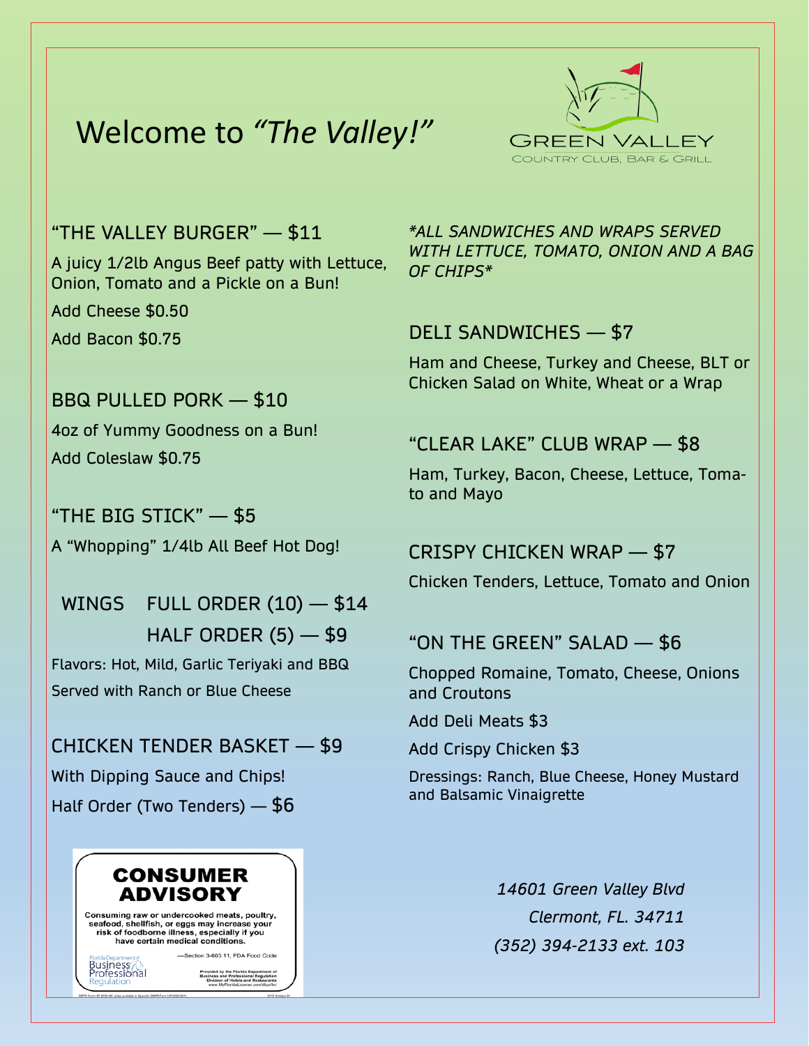# Welcome to *"The Valley!"*

GREEN VALLEY
COUNTRY CLUB, BAR & GRILL

## "THE VALLEY BURGER" — $11

A juicy 1/2lb Angus Beef patty with Lettuce, Onion, Tomato and a Pickle on a Bun!

Add Cheese $0.50

Add Bacon $0.75

## BBQ PULLED PORK — $10

4oz of Yummy Goodness on a Bun!

Add Coleslaw $0.75

## "THE BIG STICK" — $5

A "Whopping" 1/4lb All Beef Hot Dog!

## WINGS FULL ORDER (10) — $14

## HALF ORDER (5) — $9

Flavors: Hot, Mild, Garlic Teriyaki and BBQ

Served with Ranch or Blue Cheese

## CHICKEN TENDER BASKET — $9

With Dipping Sauce and Chips!

Half Order (Two Tenders) — $6

**CONSUMER ADVISORY**

**Consuming raw or undercooked meats, poultry, seafood, shellfish, or eggs may increase your risk of foodborne illness, especially if you have certain medical conditions.**

—Section 3-603.11, FDA Food Code

Florida Department of Business & Professional Regulation

Provided by the Florida Department of Business and Professional Regulation Division of Hotels and Restaurants www.MyFloridaLicense.com/dbpr/hr/

*\*ALL SANDWICHES AND WRAPS SERVED WITH LETTUCE, TOMATO, ONION AND A BAG OF CHIPS\**

## DELI SANDWICHES — $7

Ham and Cheese, Turkey and Cheese, BLT or Chicken Salad on White, Wheat or a Wrap

## "CLEAR LAKE" CLUB WRAP — $8

Ham, Turkey, Bacon, Cheese, Lettuce, Tomato and Mayo

## CRISPY CHICKEN WRAP — $7

Chicken Tenders, Lettuce, Tomato and Onion

## "ON THE GREEN" SALAD — $6

Chopped Romaine, Tomato, Cheese, Onions and Croutons

Add Deli Meats $3

Add Crispy Chicken $3

Dressings: Ranch, Blue Cheese, Honey Mustard and Balsamic Vinaigrette

*14601 Green Valley Blvd*
*Clermont, FL. 34711*
*(352) 394-2133 ext. 103*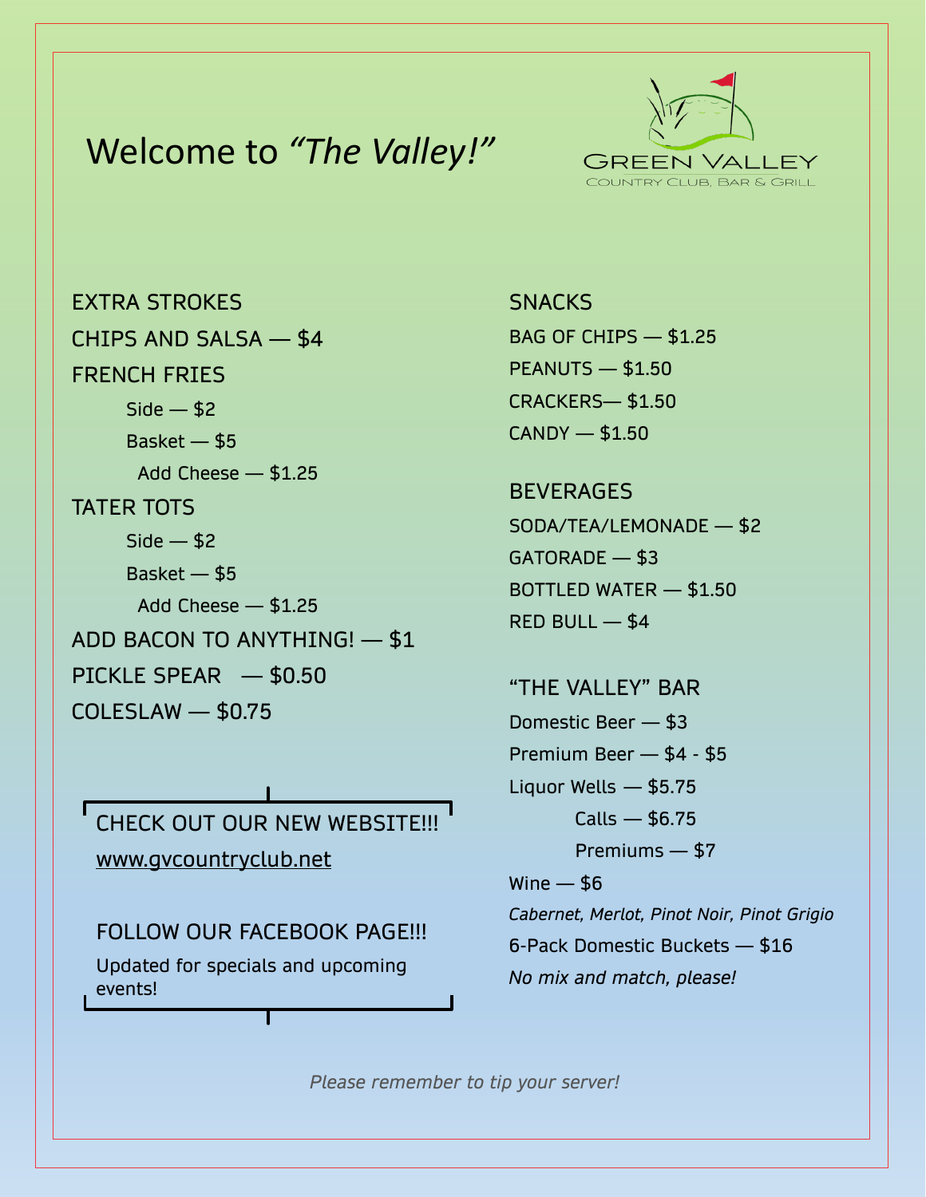# Welcome to *"The Valley!"*

GREEN VALLEY
COUNTRY CLUB, BAR & GRILL

## EXTRA STROKES

CHIPS AND SALSA — $4

FRENCH FRIES

- Side — $2
- Basket — $5
  - Add Cheese — $1.25

TATER TOTS

- Side — $2
- Basket — $5
  - Add Cheese — $1.25

ADD BACON TO ANYTHING! — $1

PICKLE SPEAR — $0.50

COLESLAW — $0.75

CHECK OUT OUR NEW WEBSITE!!!

www.gvcountryclub.net

FOLLOW OUR FACEBOOK PAGE!!!

Updated for specials and upcoming events!

## SNACKS

BAG OF CHIPS — $1.25

PEANUTS — $1.50

CRACKERS— $1.50

CANDY — $1.50

## BEVERAGES

SODA/TEA/LEMONADE — $2

GATORADE — $3

BOTTLED WATER — $1.50

RED BULL — $4

## "THE VALLEY" BAR

Domestic Beer — $3

Premium Beer — $4 - $5

Liquor Wells — $5.75

- Calls — $6.75
- Premiums — $7

Wine — $6

*Cabernet, Merlot, Pinot Noir, Pinot Grigio*

6-Pack Domestic Buckets — $16

*No mix and match, please!*

*Please remember to tip your server!*